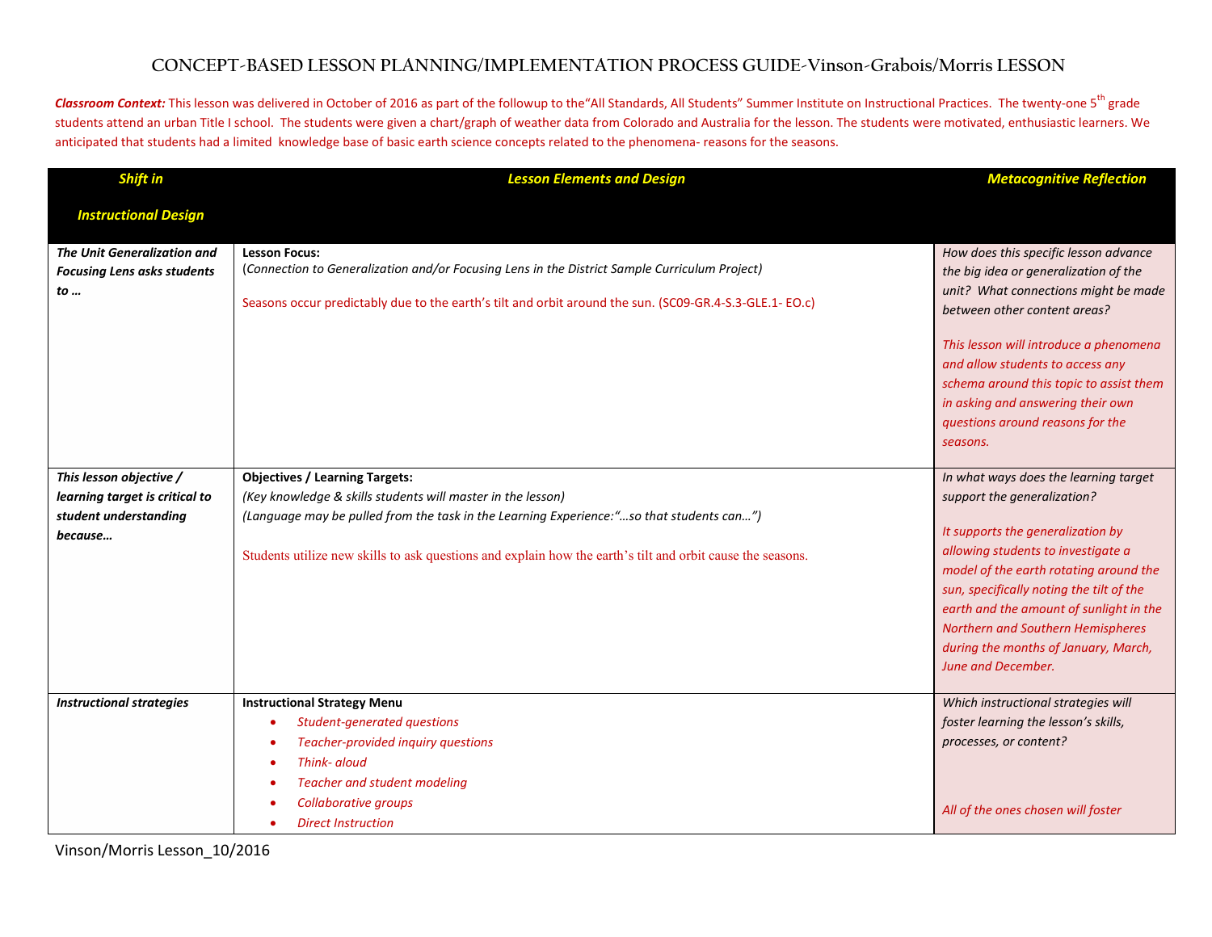# CONCEPT-BASED LESSON PLANNING/IMPLEMENTATION PROCESS GUIDE-Vinson-Grabois/Morris LESSON

***Classroom Context:*** This lesson was delivered in October of 2016 as part of the followup to the"All Standards, All Students" Summer Institute on Instructional Practices. The twenty-one 5th grade students attend an urban Title I school. The students were given a chart/graph of weather data from Colorado and Australia for the lesson. The students were motivated, enthusiastic learners. We anticipated that students had a limited knowledge base of basic earth science concepts related to the phenomena- reasons for the seasons.

| *Shift in Instructional Design* | *Lesson Elements and Design* | *Metacognitive Reflection* |
|---|---|---|
| ***The Unit Generalization and Focusing Lens asks students to …*** | **Lesson Focus:**<br>(*Connection to Generalization and/or Focusing Lens in the District Sample Curriculum Project)*<br><br>Seasons occur predictably due to the earth's tilt and orbit around the sun. (SC09-GR.4-S.3-GLE.1- EO.c) | *How does this specific lesson advance the big idea or generalization of the unit? What connections might be made between other content areas?*<br><br>*This lesson will introduce a phenomena and allow students to access any schema around this topic to assist them in asking and answering their own questions around reasons for the seasons.* |
| ***This lesson objective / learning target is critical to student understanding because…*** | **Objectives / Learning Targets:**<br>*(Key knowledge & skills students will master in the lesson)*<br>*(Language may be pulled from the task in the Learning Experience:"…so that students can…")*<br><br>Students utilize new skills to ask questions and explain how the earth's tilt and orbit cause the seasons. | *In what ways does the learning target support the generalization?*<br><br>*It supports the generalization by allowing students to investigate a model of the earth rotating around the sun, specifically noting the tilt of the earth and the amount of sunlight in the Northern and Southern Hemispheres during the months of January, March, June and December.* |
| ***Instructional strategies*** | **Instructional Strategy Menu**<br>• *Student-generated questions*<br>• *Teacher-provided inquiry questions*<br>• *Think- aloud*<br>• *Teacher and student modeling*<br>• *Collaborative groups*<br>• *Direct Instruction* | *Which instructional strategies will foster learning the lesson's skills, processes, or content?*<br><br>*All of the ones chosen will foster* |

Vinson/Morris Lesson_10/2016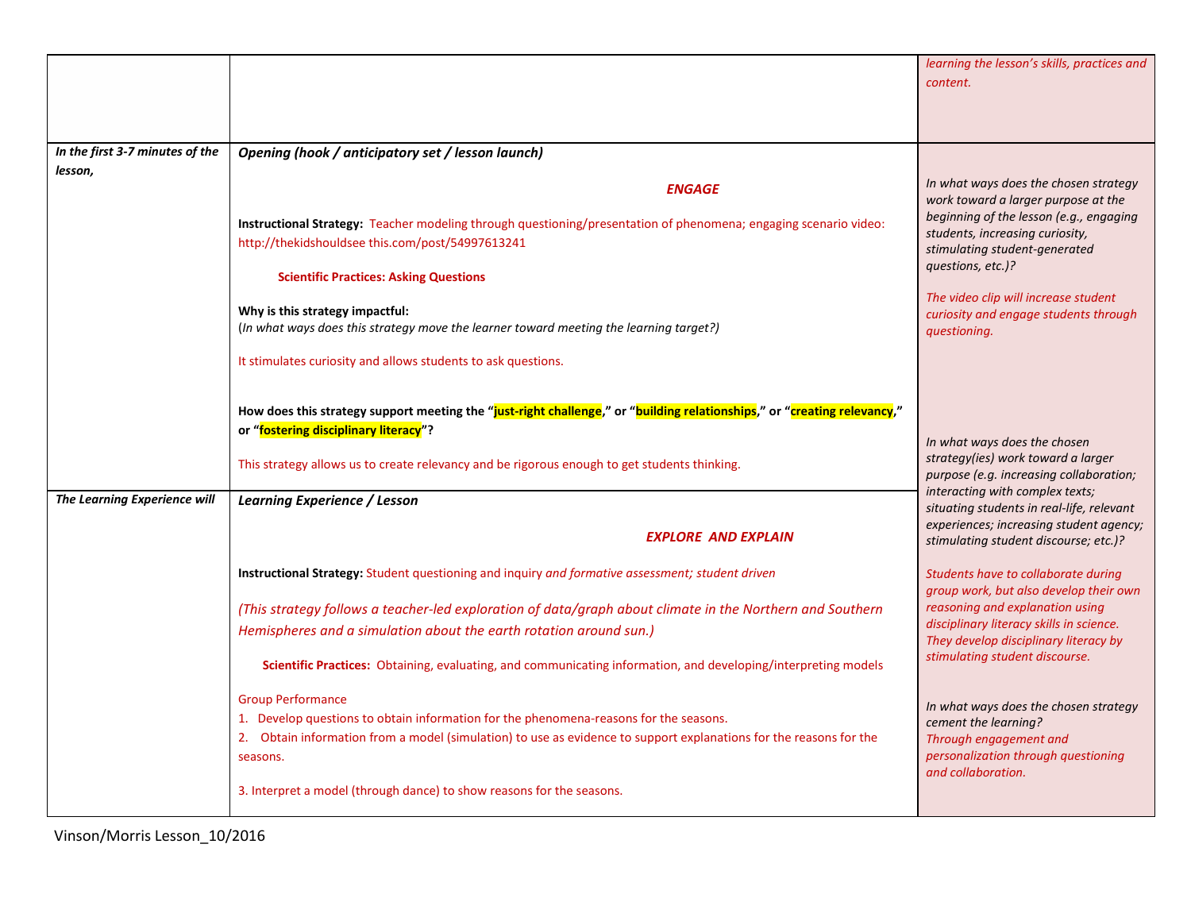| | | |
|---|---|---|
| | | *learning the lesson's skills, practices and content.* |
| ***In the first 3-7 minutes of the lesson,*** | ***Opening (hook / anticipatory set / lesson launch)***<br><br>***ENGAGE***<br><br>**Instructional Strategy:** Teacher modeling through questioning/presentation of phenomena; engaging scenario video: http://thekidshouldsee this.com/post/54997613241<br><br>**Scientific Practices: Asking Questions**<br><br>**Why is this strategy impactful:**<br>(*In what ways does this strategy move the learner toward meeting the learning target?)*<br><br>It stimulates curiosity and allows students to ask questions.<br><br>**How does this strategy support meeting the "just-right challenge," or "building relationships," or "creating relevancy," or "fostering disciplinary literacy"?**<br><br>This strategy allows us to create relevancy and be rigorous enough to get students thinking. | *In what ways does the chosen strategy work toward a larger purpose at the beginning of the lesson (e.g., engaging students, increasing curiosity, stimulating student-generated questions, etc.)?*<br><br>*The video clip will increase student curiosity and engage students through questioning.* |
| ***The Learning Experience will*** | ***Learning Experience / Lesson***<br><br>***EXPLORE AND EXPLAIN***<br><br>**Instructional Strategy:** Student questioning and inquiry *and formative assessment; student driven*<br><br>*(This strategy follows a teacher-led exploration of data/graph about climate in the Northern and Southern Hemispheres and a simulation about the earth rotation around sun.)*<br><br>**Scientific Practices:** Obtaining, evaluating, and communicating information, and developing/interpreting models<br><br>Group Performance<br>1. Develop questions to obtain information for the phenomena-reasons for the seasons.<br>2. Obtain information from a model (simulation) to use as evidence to support explanations for the reasons for the seasons.<br><br>3. Interpret a model (through dance) to show reasons for the seasons. | *In what ways does the chosen strategy(ies) work toward a larger purpose (e.g. increasing collaboration; interacting with complex texts; situating students in real-life, relevant experiences; increasing student agency; stimulating student discourse; etc.)?*<br><br>*Students have to collaborate during group work, but also develop their own reasoning and explanation using disciplinary literacy skills in science. They develop disciplinary literacy by stimulating student discourse.*<br><br>*In what ways does the chosen strategy cement the learning?*<br>*Through engagement and personalization through questioning and collaboration.* |

Vinson/Morris Lesson_10/2016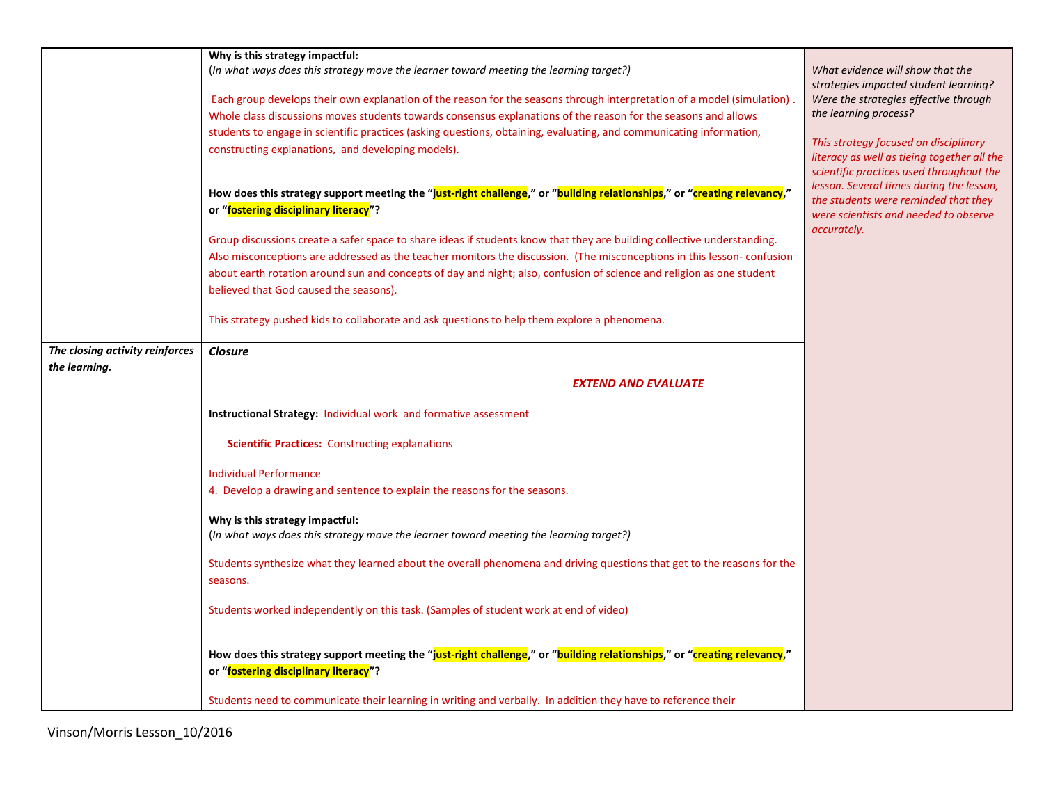| | | |
|---|---|---|
| | **Why is this strategy impactful:**<br>(*In what ways does this strategy move the learner toward meeting the learning target?)*<br><br>Each group develops their own explanation of the reason for the seasons through interpretation of a model (simulation) . Whole class discussions moves students towards consensus explanations of the reason for the seasons and allows students to engage in scientific practices (asking questions, obtaining, evaluating, and communicating information, constructing explanations, and developing models).<br><br>**How does this strategy support meeting the "just-right challenge," or "building relationships," or "creating relevancy," or "fostering disciplinary literacy"?**<br><br>Group discussions create a safer space to share ideas if students know that they are building collective understanding. Also misconceptions are addressed as the teacher monitors the discussion. (The misconceptions in this lesson- confusion about earth rotation around sun and concepts of day and night; also, confusion of science and religion as one student believed that God caused the seasons).<br><br>This strategy pushed kids to collaborate and ask questions to help them explore a phenomena. | *What evidence will show that the strategies impacted student learning? Were the strategies effective through the learning process?*<br><br>*This strategy focused on disciplinary literacy as well as tieing together all the scientific practices used throughout the lesson. Several times during the lesson, the students were reminded that they were scientists and needed to observe accurately.* |
| ***The closing activity reinforces the learning.*** | ***Closure***<br><br>***EXTEND AND EVALUATE***<br><br>**Instructional Strategy:** Individual work and formative assessment<br><br>**Scientific Practices:** Constructing explanations<br><br>Individual Performance<br>4. Develop a drawing and sentence to explain the reasons for the seasons.<br><br>**Why is this strategy impactful:**<br>(*In what ways does this strategy move the learner toward meeting the learning target?)*<br><br>Students synthesize what they learned about the overall phenomena and driving questions that get to the reasons for the seasons.<br><br>Students worked independently on this task. (Samples of student work at end of video)<br><br>**How does this strategy support meeting the "just-right challenge," or "building relationships," or "creating relevancy," or "fostering disciplinary literacy"?**<br><br>Students need to communicate their learning in writing and verbally. In addition they have to reference their | |

Vinson/Morris Lesson_10/2016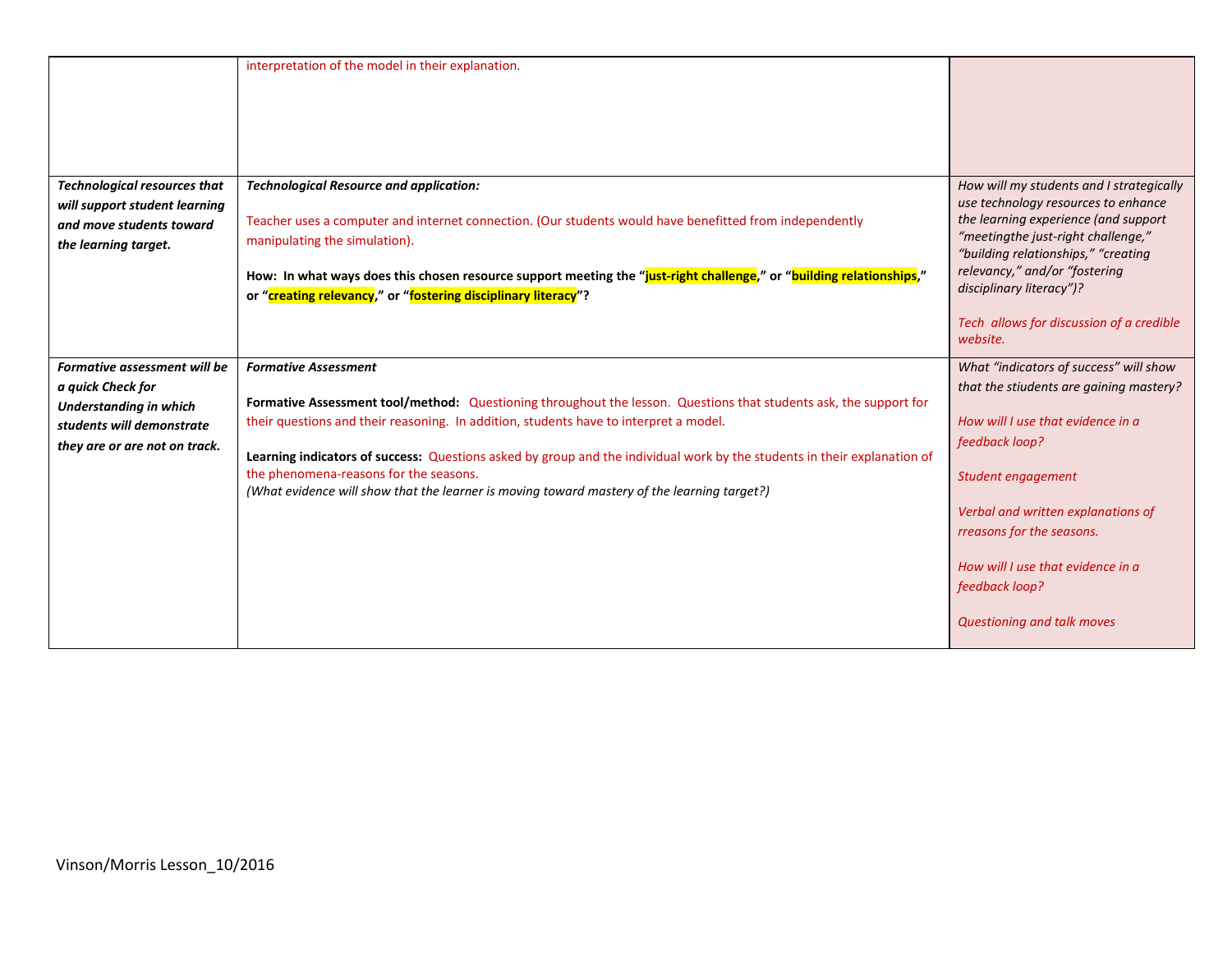| | | |
|---|---|---|
| | interpretation of the model in their explanation. | |
| ***Technological resources that will support student learning and move students toward the learning target.*** | ***Technological Resource and application:*** <br><br> Teacher uses a computer and internet connection. (Our students would have benefitted from independently manipulating the simulation). <br><br> **How: In what ways does this chosen resource support meeting the "just-right challenge," or "building relationships," or "creating relevancy," or "fostering disciplinary literacy"?** | *How will my students and I strategically use technology resources to enhance the learning experience (and support "meetingthe just-right challenge," "building relationships," "creating relevancy," and/or "fostering disciplinary literacy")?* <br><br> *Tech allows for discussion of a credible website.* |
| ***Formative assessment will be a quick Check for Understanding in which students will demonstrate they are or are not on track.*** | ***Formative Assessment*** <br><br> **Formative Assessment tool/method:** Questioning throughout the lesson. Questions that students ask, the support for their questions and their reasoning. In addition, students have to interpret a model. <br><br> **Learning indicators of success:** Questions asked by group and the individual work by the students in their explanation of the phenomena-reasons for the seasons. <br> *(What evidence will show that the learner is moving toward mastery of the learning target?)* | *What "indicators of success" will show that the stiudents are gaining mastery?* <br><br> *How will I use that evidence in a feedback loop?* <br><br> *Student engagement* <br><br> *Verbal and written explanations of rreasons for the seasons.* <br><br> *How will I use that evidence in a feedback loop?* <br><br> *Questioning and talk moves* |

Vinson/Morris Lesson_10/2016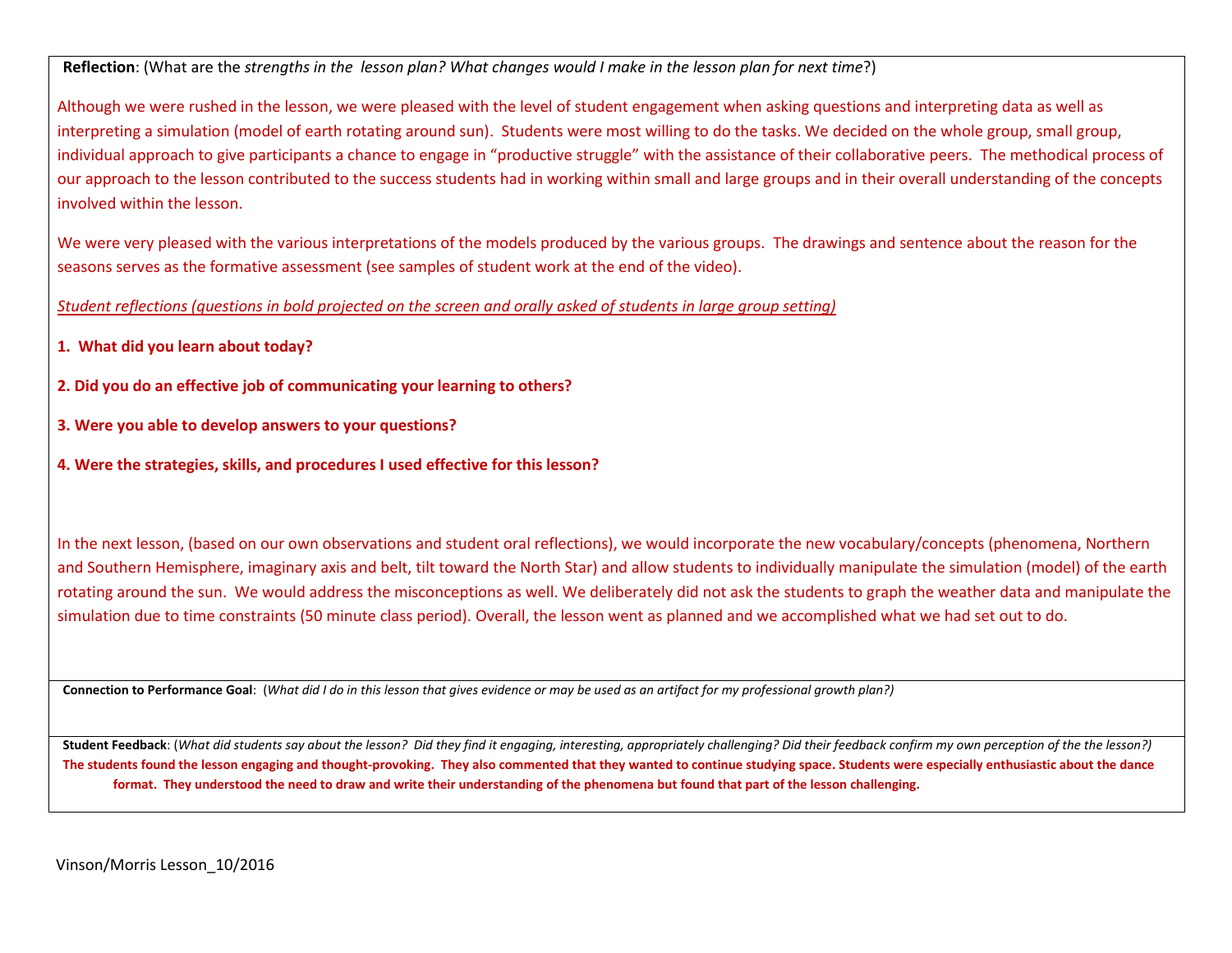**Reflection**: (What are the *strengths in the lesson plan? What changes would I make in the lesson plan for next time*?)

Although we were rushed in the lesson, we were pleased with the level of student engagement when asking questions and interpreting data as well as interpreting a simulation (model of earth rotating around sun). Students were most willing to do the tasks. We decided on the whole group, small group, individual approach to give participants a chance to engage in "productive struggle" with the assistance of their collaborative peers. The methodical process of our approach to the lesson contributed to the success students had in working within small and large groups and in their overall understanding of the concepts involved within the lesson.

We were very pleased with the various interpretations of the models produced by the various groups. The drawings and sentence about the reason for the seasons serves as the formative assessment (see samples of student work at the end of the video).

*Student reflections (questions in bold projected on the screen and orally asked of students in large group setting)*

**1. What did you learn about today?**

**2. Did you do an effective job of communicating your learning to others?**

**3. Were you able to develop answers to your questions?**

**4. Were the strategies, skills, and procedures I used effective for this lesson?**

In the next lesson, (based on our own observations and student oral reflections), we would incorporate the new vocabulary/concepts (phenomena, Northern and Southern Hemisphere, imaginary axis and belt, tilt toward the North Star) and allow students to individually manipulate the simulation (model) of the earth rotating around the sun. We would address the misconceptions as well. We deliberately did not ask the students to graph the weather data and manipulate the simulation due to time constraints (50 minute class period). Overall, the lesson went as planned and we accomplished what we had set out to do.

**Connection to Performance Goal**: (*What did I do in this lesson that gives evidence or may be used as an artifact for my professional growth plan?)*

**Student Feedback**: (*What did students say about the lesson? Did they find it engaging, interesting, appropriately challenging? Did their feedback confirm my own perception of the the lesson?)*

**The students found the lesson engaging and thought-provoking. They also commented that they wanted to continue studying space. Students were especially enthusiastic about the dance format. They understood the need to draw and write their understanding of the phenomena but found that part of the lesson challenging.**

Vinson/Morris Lesson_10/2016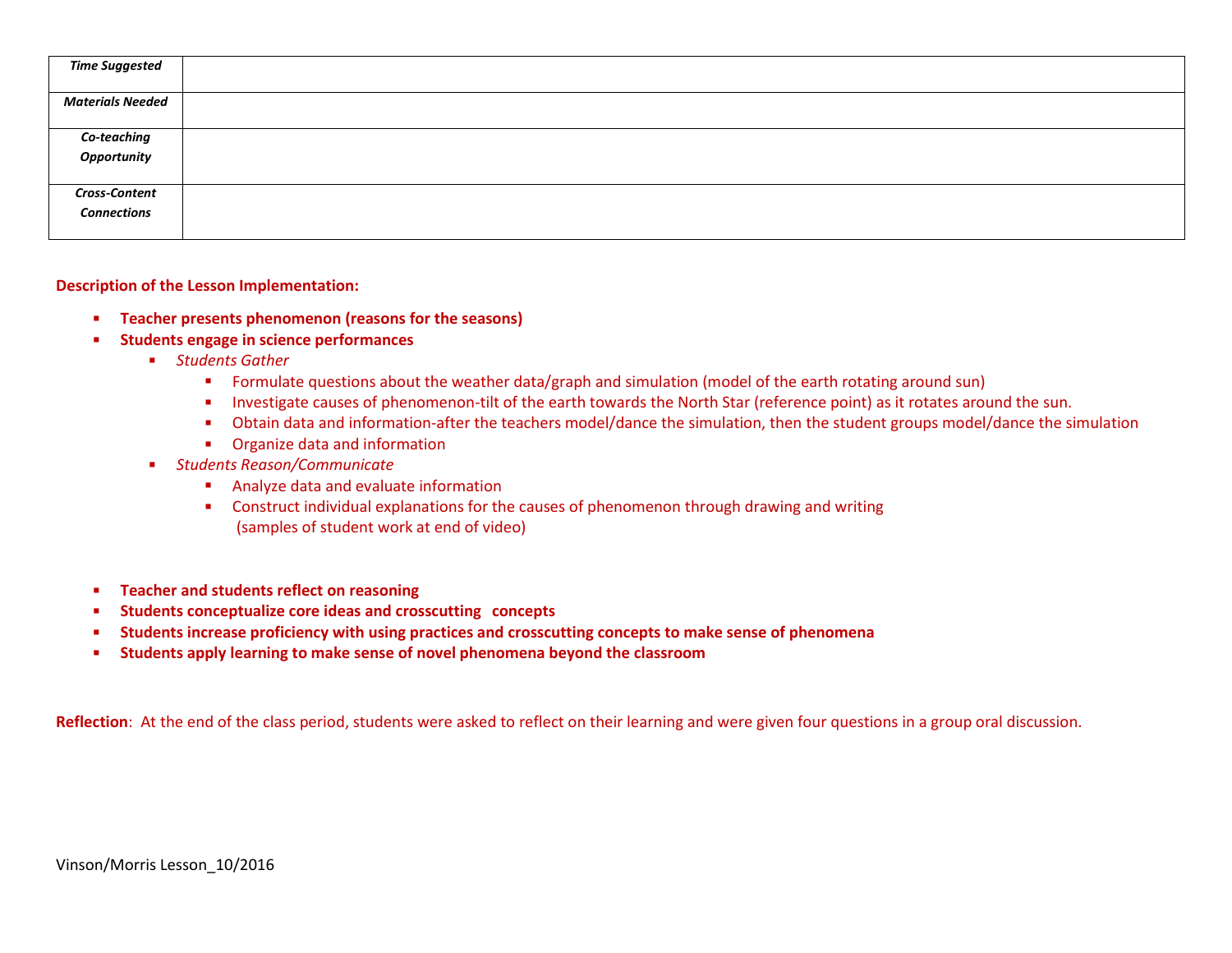| | |
|---|---|
| ***Time Suggested*** | |
| ***Materials Needed*** | |
| ***Co-teaching Opportunity*** | |
| ***Cross-Content Connections*** | |

**Description of the Lesson Implementation:**

- **Teacher presents phenomenon (reasons for the seasons)**
- **Students engage in science performances**
  - *Students Gather*
    - Formulate questions about the weather data/graph and simulation (model of the earth rotating around sun)
    - Investigate causes of phenomenon-tilt of the earth towards the North Star (reference point) as it rotates around the sun.
    - Obtain data and information-after the teachers model/dance the simulation, then the student groups model/dance the simulation
    - Organize data and information
  - *Students Reason/Communicate*
    - Analyze data and evaluate information
    - Construct individual explanations for the causes of phenomenon through drawing and writing (samples of student work at end of video)

- **Teacher and students reflect on reasoning**
- **Students conceptualize core ideas and crosscutting concepts**
- **Students increase proficiency with using practices and crosscutting concepts to make sense of phenomena**
- **Students apply learning to make sense of novel phenomena beyond the classroom**

**Reflection**: At the end of the class period, students were asked to reflect on their learning and were given four questions in a group oral discussion.

Vinson/Morris Lesson_10/2016